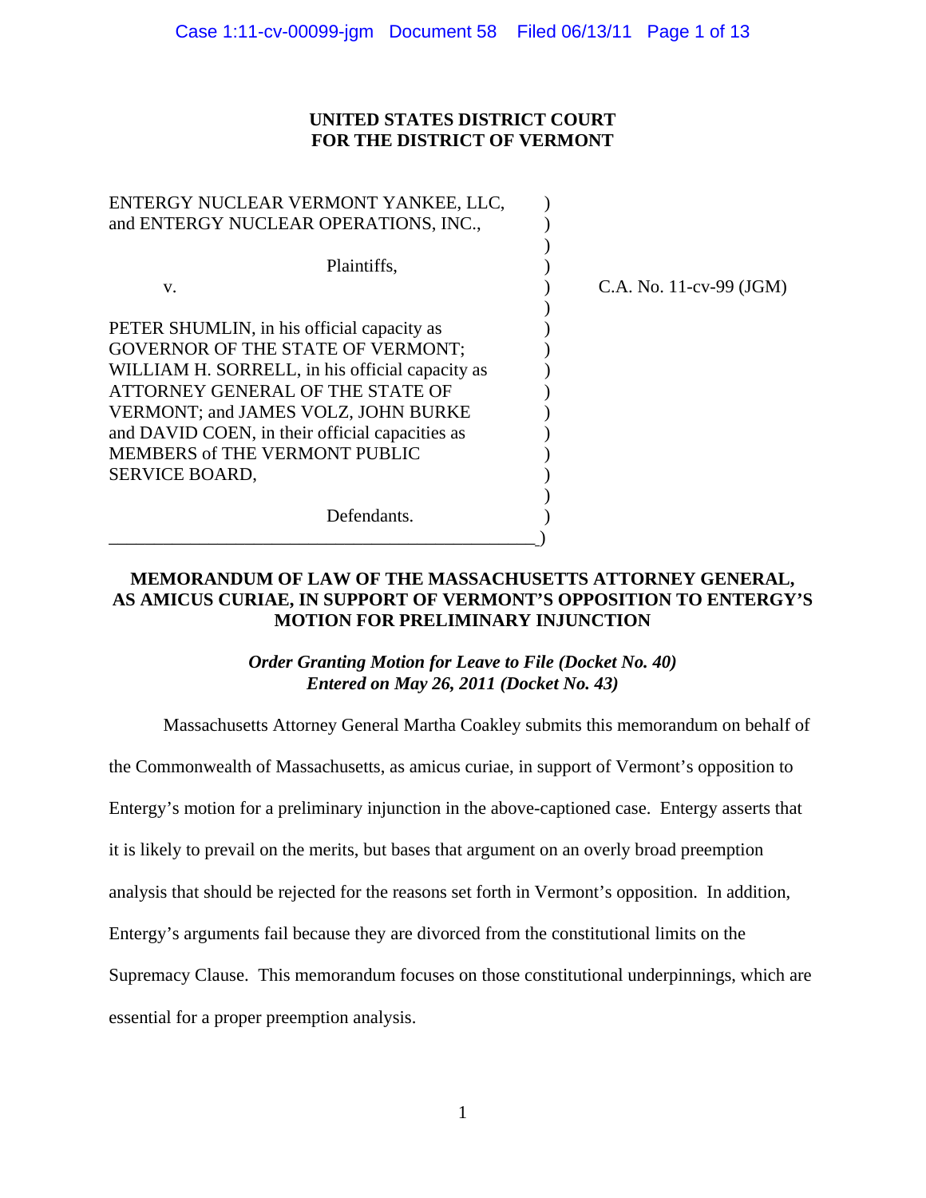**UNITED STATES DISTRICT COURT**
**FOR THE DISTRICT OF VERMONT**

ENTERGY NUCLEAR VERMONT YANKEE, LLC, and ENTERGY NUCLEAR OPERATIONS, INC.,

Plaintiffs,

v.

PETER SHUMLIN, in his official capacity as GOVERNOR OF THE STATE OF VERMONT; WILLIAM H. SORRELL, in his official capacity as ATTORNEY GENERAL OF THE STATE OF VERMONT; and JAMES VOLZ, JOHN BURKE and DAVID COEN, in their official capacities as MEMBERS of THE VERMONT PUBLIC SERVICE BOARD,

Defendants.

C.A. No. 11-cv-99 (JGM)

**MEMORANDUM OF LAW OF THE MASSACHUSETTS ATTORNEY GENERAL, AS AMICUS CURIAE, IN SUPPORT OF VERMONT'S OPPOSITION TO ENTERGY'S MOTION FOR PRELIMINARY INJUNCTION**

***Order Granting Motion for Leave to File (Docket No. 40) Entered on May 26, 2011 (Docket No. 43)***

Massachusetts Attorney General Martha Coakley submits this memorandum on behalf of the Commonwealth of Massachusetts, as amicus curiae, in support of Vermont's opposition to Entergy's motion for a preliminary injunction in the above-captioned case. Entergy asserts that it is likely to prevail on the merits, but bases that argument on an overly broad preemption analysis that should be rejected for the reasons set forth in Vermont's opposition. In addition, Entergy's arguments fail because they are divorced from the constitutional limits on the Supremacy Clause. This memorandum focuses on those constitutional underpinnings, which are essential for a proper preemption analysis.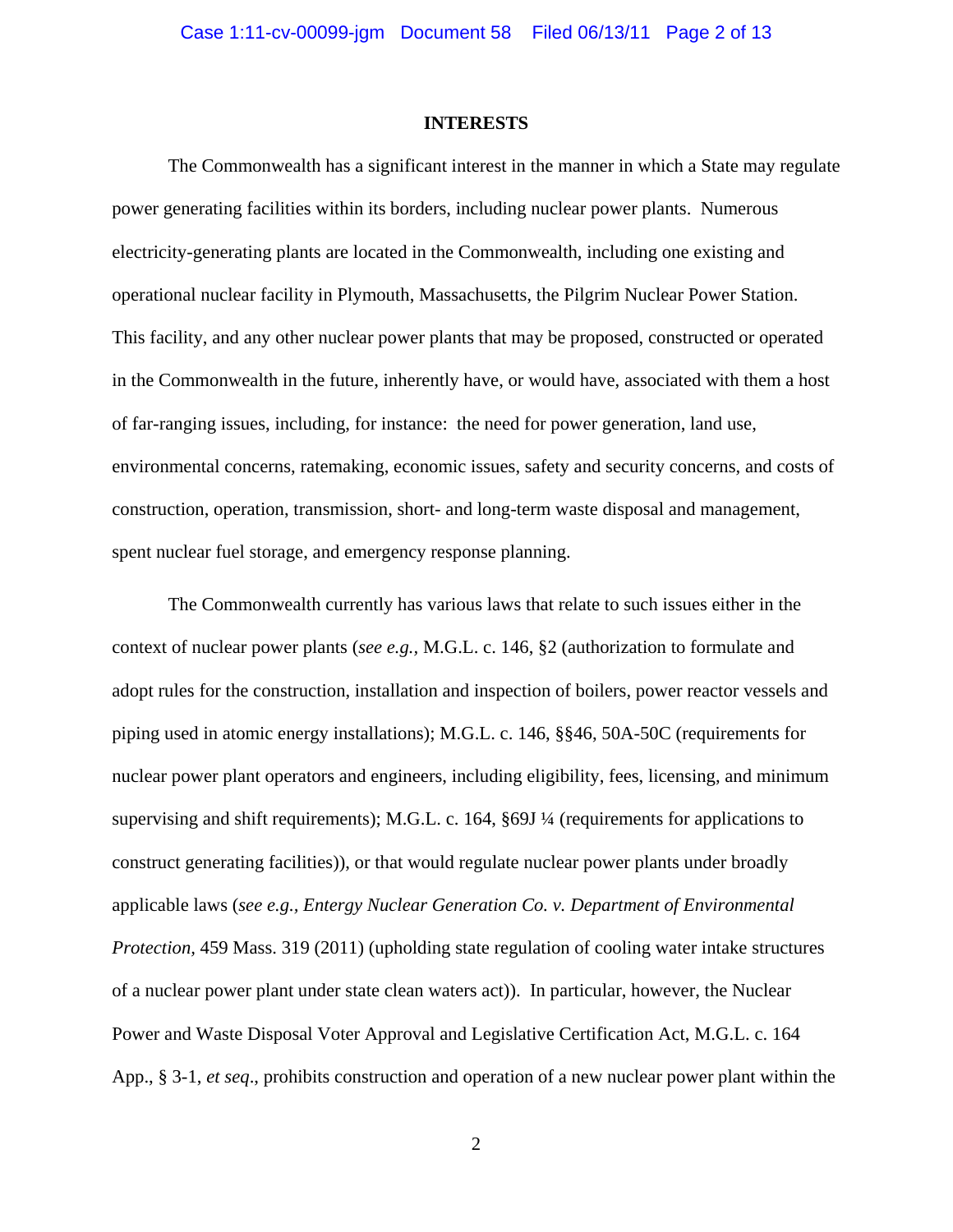## INTERESTS

The Commonwealth has a significant interest in the manner in which a State may regulate power generating facilities within its borders, including nuclear power plants. Numerous electricity-generating plants are located in the Commonwealth, including one existing and operational nuclear facility in Plymouth, Massachusetts, the Pilgrim Nuclear Power Station. This facility, and any other nuclear power plants that may be proposed, constructed or operated in the Commonwealth in the future, inherently have, or would have, associated with them a host of far-ranging issues, including, for instance: the need for power generation, land use, environmental concerns, ratemaking, economic issues, safety and security concerns, and costs of construction, operation, transmission, short- and long-term waste disposal and management, spent nuclear fuel storage, and emergency response planning.

The Commonwealth currently has various laws that relate to such issues either in the context of nuclear power plants (*see e.g.*, M.G.L. c. 146, §2 (authorization to formulate and adopt rules for the construction, installation and inspection of boilers, power reactor vessels and piping used in atomic energy installations); M.G.L. c. 146, §§46, 50A-50C (requirements for nuclear power plant operators and engineers, including eligibility, fees, licensing, and minimum supervising and shift requirements); M.G.L. c. 164, §69J ¼ (requirements for applications to construct generating facilities)), or that would regulate nuclear power plants under broadly applicable laws (*see e.g.*, *Entergy Nuclear Generation Co. v. Department of Environmental Protection*, 459 Mass. 319 (2011) (upholding state regulation of cooling water intake structures of a nuclear power plant under state clean waters act)). In particular, however, the Nuclear Power and Waste Disposal Voter Approval and Legislative Certification Act, M.G.L. c. 164 App., § 3-1, *et seq*., prohibits construction and operation of a new nuclear power plant within the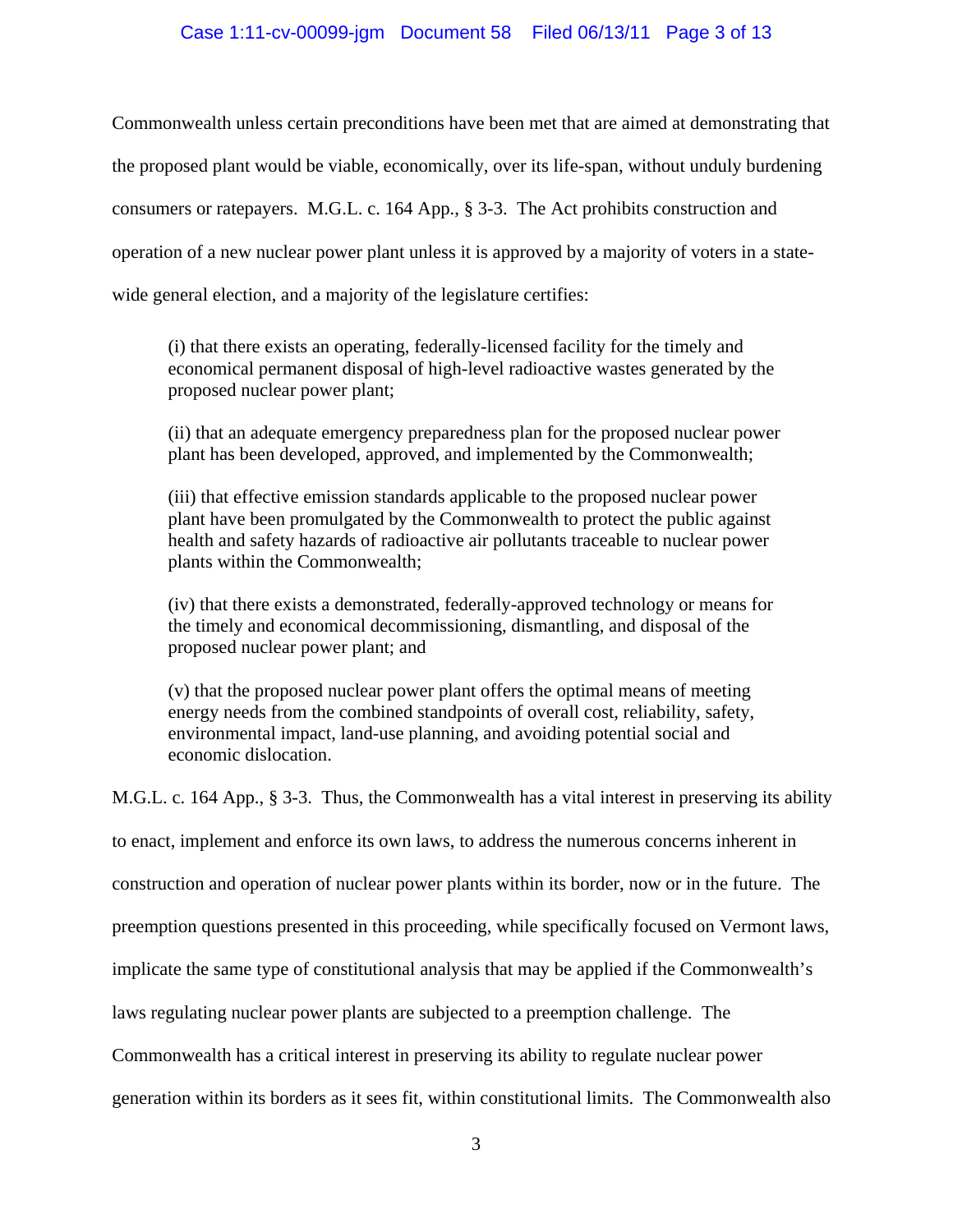Commonwealth unless certain preconditions have been met that are aimed at demonstrating that the proposed plant would be viable, economically, over its life-span, without unduly burdening consumers or ratepayers. M.G.L. c. 164 App., § 3-3. The Act prohibits construction and operation of a new nuclear power plant unless it is approved by a majority of voters in a state-wide general election, and a majority of the legislature certifies:

> (i) that there exists an operating, federally-licensed facility for the timely and economical permanent disposal of high-level radioactive wastes generated by the proposed nuclear power plant;
>
> (ii) that an adequate emergency preparedness plan for the proposed nuclear power plant has been developed, approved, and implemented by the Commonwealth;
>
> (iii) that effective emission standards applicable to the proposed nuclear power plant have been promulgated by the Commonwealth to protect the public against health and safety hazards of radioactive air pollutants traceable to nuclear power plants within the Commonwealth;
>
> (iv) that there exists a demonstrated, federally-approved technology or means for the timely and economical decommissioning, dismantling, and disposal of the proposed nuclear power plant; and
>
> (v) that the proposed nuclear power plant offers the optimal means of meeting energy needs from the combined standpoints of overall cost, reliability, safety, environmental impact, land-use planning, and avoiding potential social and economic dislocation.

M.G.L. c. 164 App., § 3-3. Thus, the Commonwealth has a vital interest in preserving its ability to enact, implement and enforce its own laws, to address the numerous concerns inherent in construction and operation of nuclear power plants within its border, now or in the future. The preemption questions presented in this proceeding, while specifically focused on Vermont laws, implicate the same type of constitutional analysis that may be applied if the Commonwealth's laws regulating nuclear power plants are subjected to a preemption challenge. The Commonwealth has a critical interest in preserving its ability to regulate nuclear power generation within its borders as it sees fit, within constitutional limits. The Commonwealth also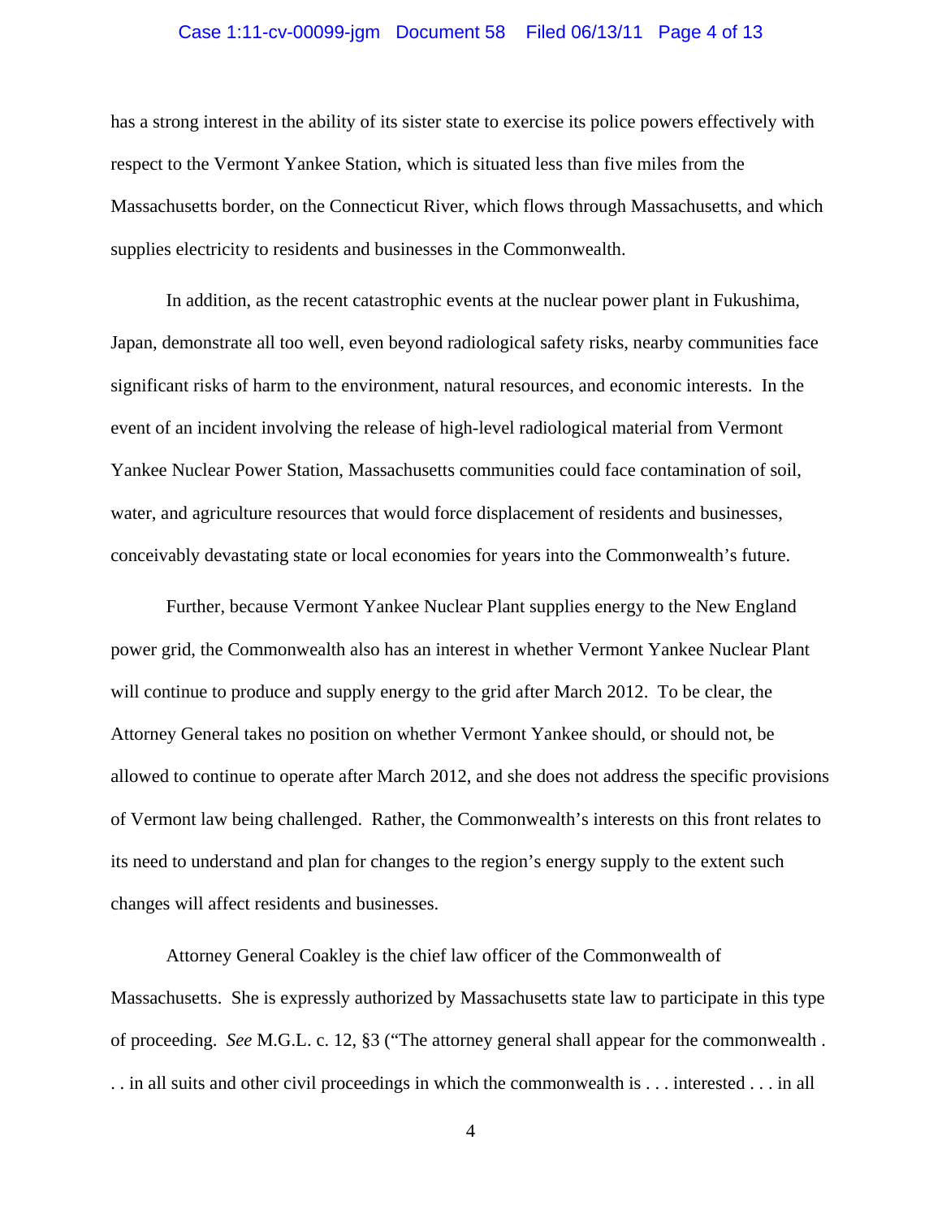has a strong interest in the ability of its sister state to exercise its police powers effectively with respect to the Vermont Yankee Station, which is situated less than five miles from the Massachusetts border, on the Connecticut River, which flows through Massachusetts, and which supplies electricity to residents and businesses in the Commonwealth.

In addition, as the recent catastrophic events at the nuclear power plant in Fukushima, Japan, demonstrate all too well, even beyond radiological safety risks, nearby communities face significant risks of harm to the environment, natural resources, and economic interests. In the event of an incident involving the release of high-level radiological material from Vermont Yankee Nuclear Power Station, Massachusetts communities could face contamination of soil, water, and agriculture resources that would force displacement of residents and businesses, conceivably devastating state or local economies for years into the Commonwealth's future.

Further, because Vermont Yankee Nuclear Plant supplies energy to the New England power grid, the Commonwealth also has an interest in whether Vermont Yankee Nuclear Plant will continue to produce and supply energy to the grid after March 2012. To be clear, the Attorney General takes no position on whether Vermont Yankee should, or should not, be allowed to continue to operate after March 2012, and she does not address the specific provisions of Vermont law being challenged. Rather, the Commonwealth's interests on this front relates to its need to understand and plan for changes to the region's energy supply to the extent such changes will affect residents and businesses.

Attorney General Coakley is the chief law officer of the Commonwealth of Massachusetts. She is expressly authorized by Massachusetts state law to participate in this type of proceeding. *See* M.G.L. c. 12, §3 ("The attorney general shall appear for the commonwealth . . . in all suits and other civil proceedings in which the commonwealth is . . . interested . . . in all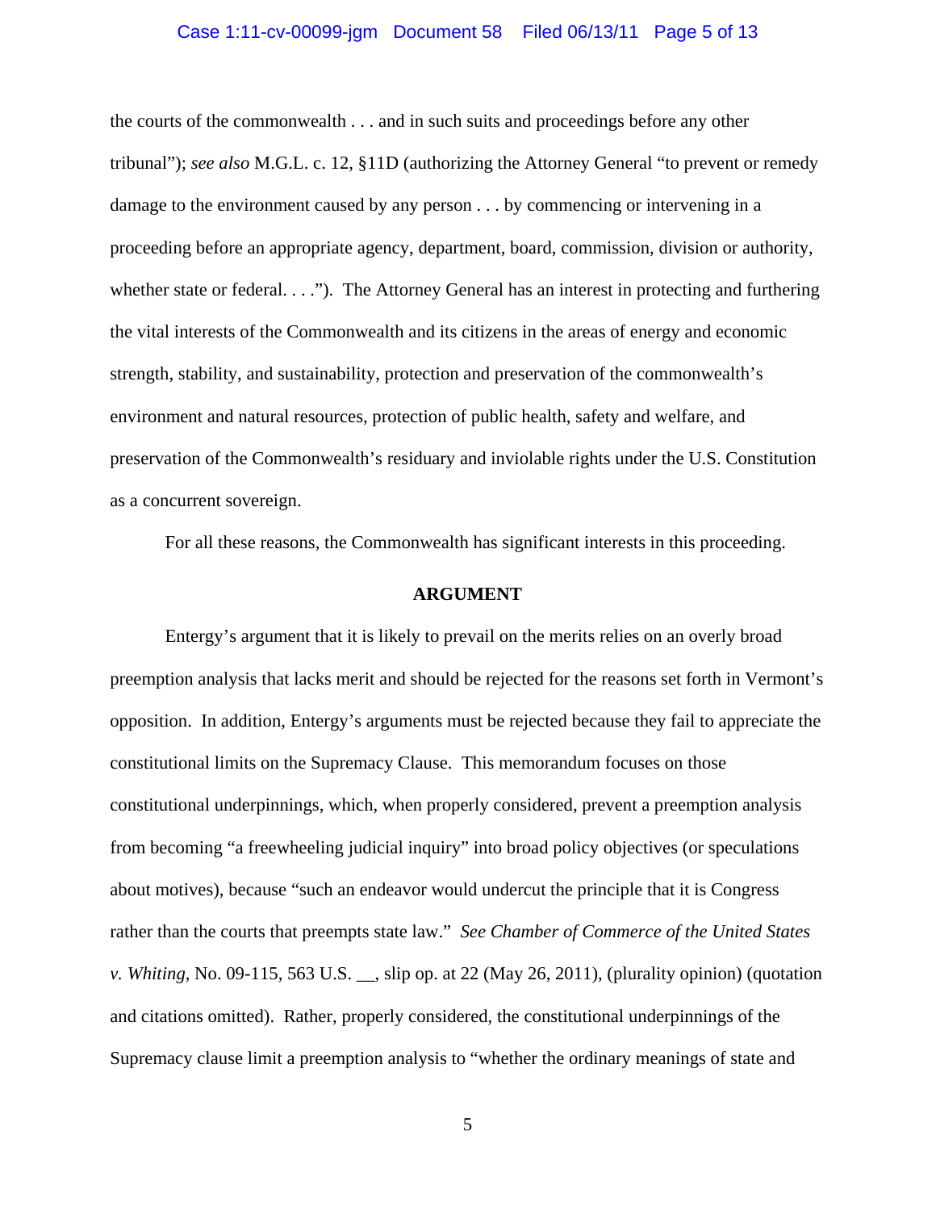the courts of the commonwealth . . . and in such suits and proceedings before any other tribunal"); *see also* M.G.L. c. 12, §11D (authorizing the Attorney General "to prevent or remedy damage to the environment caused by any person . . . by commencing or intervening in a proceeding before an appropriate agency, department, board, commission, division or authority, whether state or federal. . . ."). The Attorney General has an interest in protecting and furthering the vital interests of the Commonwealth and its citizens in the areas of energy and economic strength, stability, and sustainability, protection and preservation of the commonwealth's environment and natural resources, protection of public health, safety and welfare, and preservation of the Commonwealth's residuary and inviolable rights under the U.S. Constitution as a concurrent sovereign.

For all these reasons, the Commonwealth has significant interests in this proceeding.

## ARGUMENT

Entergy's argument that it is likely to prevail on the merits relies on an overly broad preemption analysis that lacks merit and should be rejected for the reasons set forth in Vermont's opposition. In addition, Entergy's arguments must be rejected because they fail to appreciate the constitutional limits on the Supremacy Clause. This memorandum focuses on those constitutional underpinnings, which, when properly considered, prevent a preemption analysis from becoming "a freewheeling judicial inquiry" into broad policy objectives (or speculations about motives), because "such an endeavor would undercut the principle that it is Congress rather than the courts that preempts state law." *See Chamber of Commerce of the United States v. Whiting*, No. 09-115, 563 U.S. __, slip op. at 22 (May 26, 2011), (plurality opinion) (quotation and citations omitted). Rather, properly considered, the constitutional underpinnings of the Supremacy clause limit a preemption analysis to "whether the ordinary meanings of state and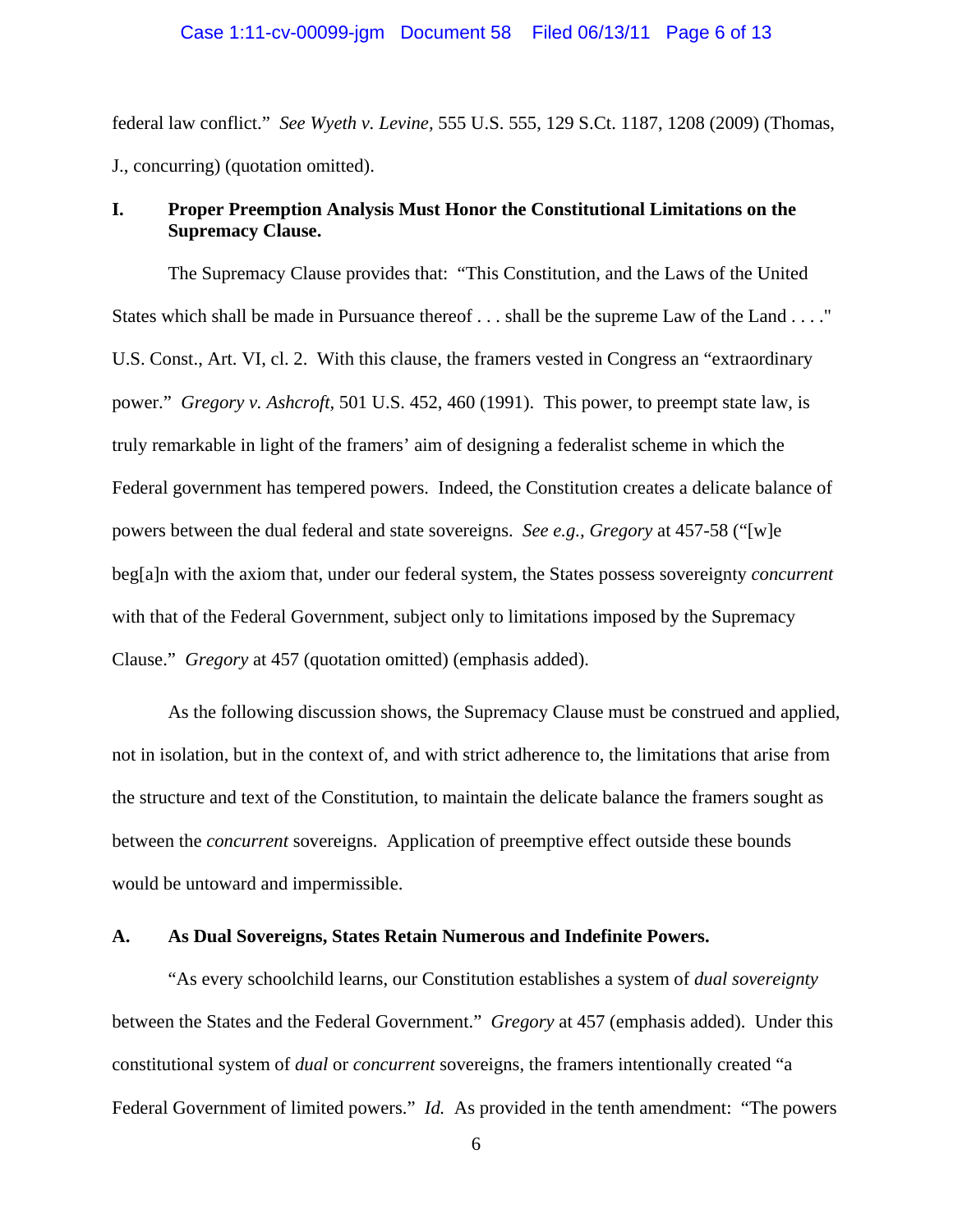federal law conflict." *See Wyeth v. Levine,* 555 U.S. 555, 129 S.Ct. 1187, 1208 (2009) (Thomas, J., concurring) (quotation omitted).

## I. Proper Preemption Analysis Must Honor the Constitutional Limitations on the Supremacy Clause.

The Supremacy Clause provides that: "This Constitution, and the Laws of the United States which shall be made in Pursuance thereof . . . shall be the supreme Law of the Land . . . ." U.S. Const., Art. VI, cl. 2. With this clause, the framers vested in Congress an "extraordinary power." *Gregory v. Ashcroft,* 501 U.S. 452, 460 (1991). This power, to preempt state law, is truly remarkable in light of the framers' aim of designing a federalist scheme in which the Federal government has tempered powers. Indeed, the Constitution creates a delicate balance of powers between the dual federal and state sovereigns. *See e.g., Gregory* at 457-58 ("[w]e beg[a]n with the axiom that, under our federal system, the States possess sovereignty *concurrent* with that of the Federal Government, subject only to limitations imposed by the Supremacy Clause." *Gregory* at 457 (quotation omitted) (emphasis added).

As the following discussion shows, the Supremacy Clause must be construed and applied, not in isolation, but in the context of, and with strict adherence to, the limitations that arise from the structure and text of the Constitution, to maintain the delicate balance the framers sought as between the *concurrent* sovereigns. Application of preemptive effect outside these bounds would be untoward and impermissible.

### A. As Dual Sovereigns, States Retain Numerous and Indefinite Powers.

"As every schoolchild learns, our Constitution establishes a system of *dual sovereignty* between the States and the Federal Government." *Gregory* at 457 (emphasis added). Under this constitutional system of *dual* or *concurrent* sovereigns, the framers intentionally created "a Federal Government of limited powers." *Id.* As provided in the tenth amendment: "The powers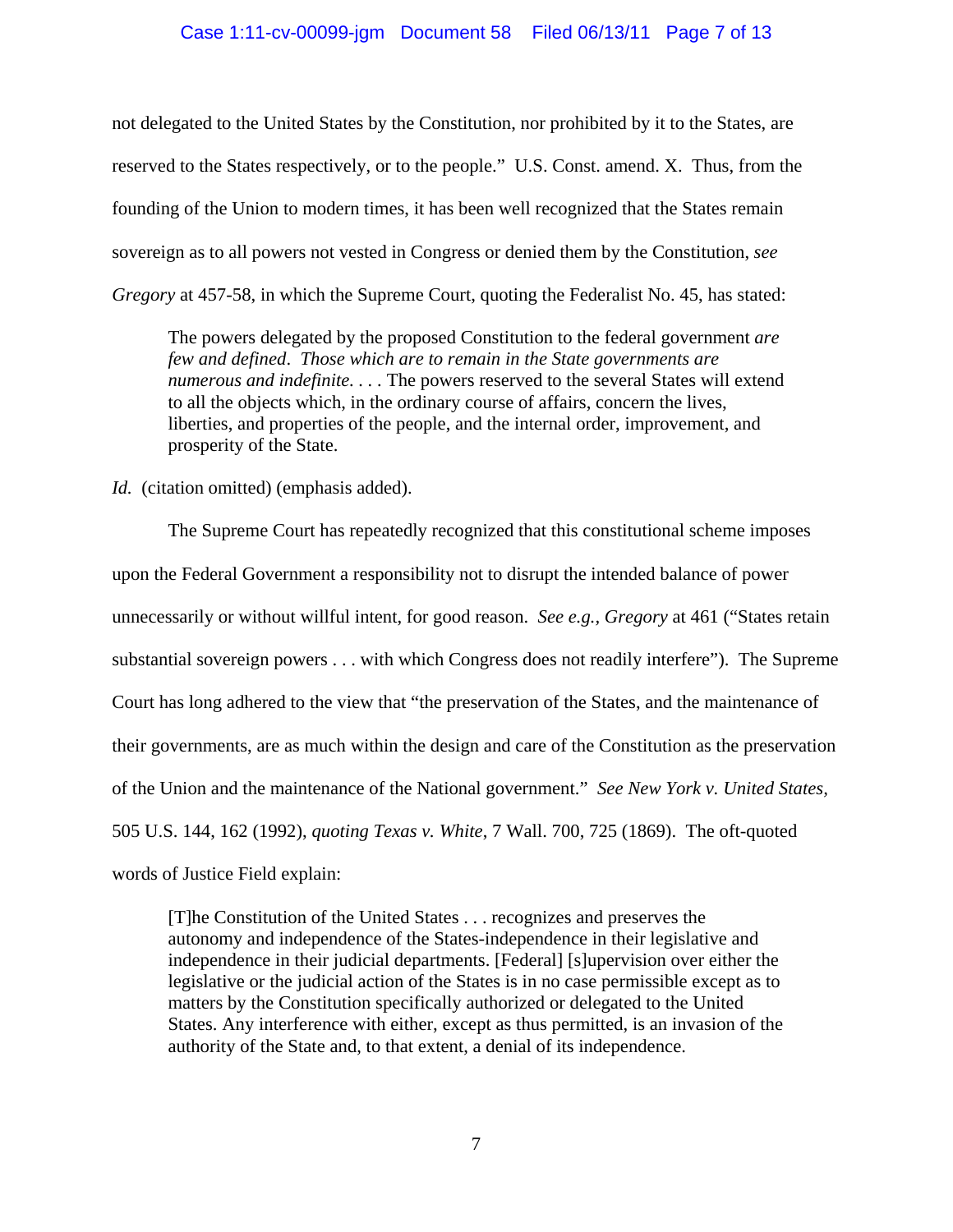not delegated to the United States by the Constitution, nor prohibited by it to the States, are reserved to the States respectively, or to the people." U.S. Const. amend. X. Thus, from the founding of the Union to modern times, it has been well recognized that the States remain sovereign as to all powers not vested in Congress or denied them by the Constitution, *see Gregory* at 457-58, in which the Supreme Court, quoting the Federalist No. 45, has stated:

> The powers delegated by the proposed Constitution to the federal government *are few and defined*. *Those which are to remain in the State governments are numerous and indefinite*. . . . The powers reserved to the several States will extend to all the objects which, in the ordinary course of affairs, concern the lives, liberties, and properties of the people, and the internal order, improvement, and prosperity of the State.

*Id.* (citation omitted) (emphasis added).

The Supreme Court has repeatedly recognized that this constitutional scheme imposes upon the Federal Government a responsibility not to disrupt the intended balance of power unnecessarily or without willful intent, for good reason. *See e.g., Gregory* at 461 ("States retain substantial sovereign powers . . . with which Congress does not readily interfere"). The Supreme Court has long adhered to the view that "the preservation of the States, and the maintenance of their governments, are as much within the design and care of the Constitution as the preservation of the Union and the maintenance of the National government." *See New York v. United States,* 505 U.S. 144, 162 (1992), *quoting Texas v. White*, 7 Wall. 700, 725 (1869). The oft-quoted words of Justice Field explain:

> [T]he Constitution of the United States . . . recognizes and preserves the autonomy and independence of the States-independence in their legislative and independence in their judicial departments. [Federal] [s]upervision over either the legislative or the judicial action of the States is in no case permissible except as to matters by the Constitution specifically authorized or delegated to the United States. Any interference with either, except as thus permitted, is an invasion of the authority of the State and, to that extent, a denial of its independence.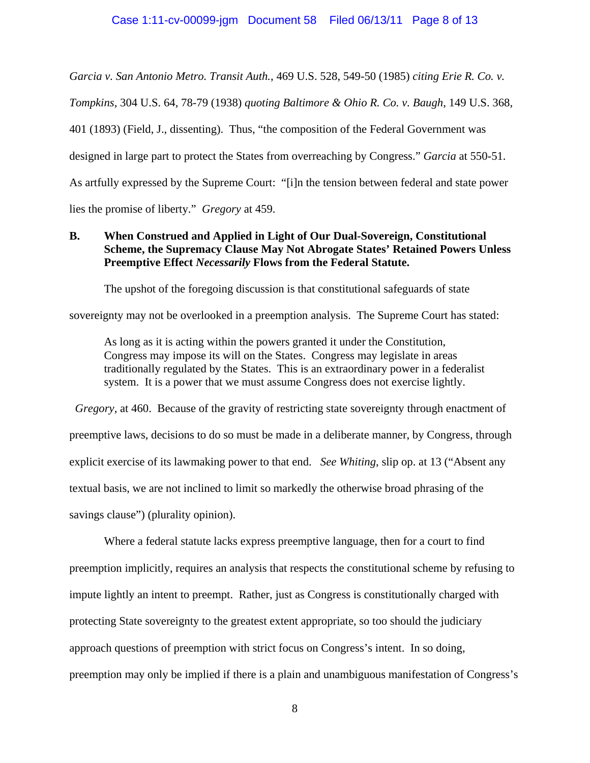*Garcia v. San Antonio Metro. Transit Auth.*, 469 U.S. 528, 549-50 (1985) *citing Erie R. Co. v. Tompkins*, 304 U.S. 64, 78-79 (1938) *quoting Baltimore & Ohio R. Co. v. Baugh*, 149 U.S. 368, 401 (1893) (Field, J., dissenting). Thus, "the composition of the Federal Government was designed in large part to protect the States from overreaching by Congress." *Garcia* at 550-51. As artfully expressed by the Supreme Court: "[i]n the tension between federal and state power lies the promise of liberty." *Gregory* at 459.

### B. When Construed and Applied in Light of Our Dual-Sovereign, Constitutional Scheme, the Supremacy Clause May Not Abrogate States' Retained Powers Unless Preemptive Effect *Necessarily* Flows from the Federal Statute.

The upshot of the foregoing discussion is that constitutional safeguards of state sovereignty may not be overlooked in a preemption analysis. The Supreme Court has stated:

> As long as it is acting within the powers granted it under the Constitution, Congress may impose its will on the States. Congress may legislate in areas traditionally regulated by the States. This is an extraordinary power in a federalist system. It is a power that we must assume Congress does not exercise lightly.

*Gregory*, at 460. Because of the gravity of restricting state sovereignty through enactment of preemptive laws, decisions to do so must be made in a deliberate manner, by Congress, through explicit exercise of its lawmaking power to that end. *See Whiting*, slip op. at 13 ("Absent any textual basis, we are not inclined to limit so markedly the otherwise broad phrasing of the savings clause") (plurality opinion).

Where a federal statute lacks express preemptive language, then for a court to find preemption implicitly, requires an analysis that respects the constitutional scheme by refusing to impute lightly an intent to preempt. Rather, just as Congress is constitutionally charged with protecting State sovereignty to the greatest extent appropriate, so too should the judiciary approach questions of preemption with strict focus on Congress's intent. In so doing, preemption may only be implied if there is a plain and unambiguous manifestation of Congress's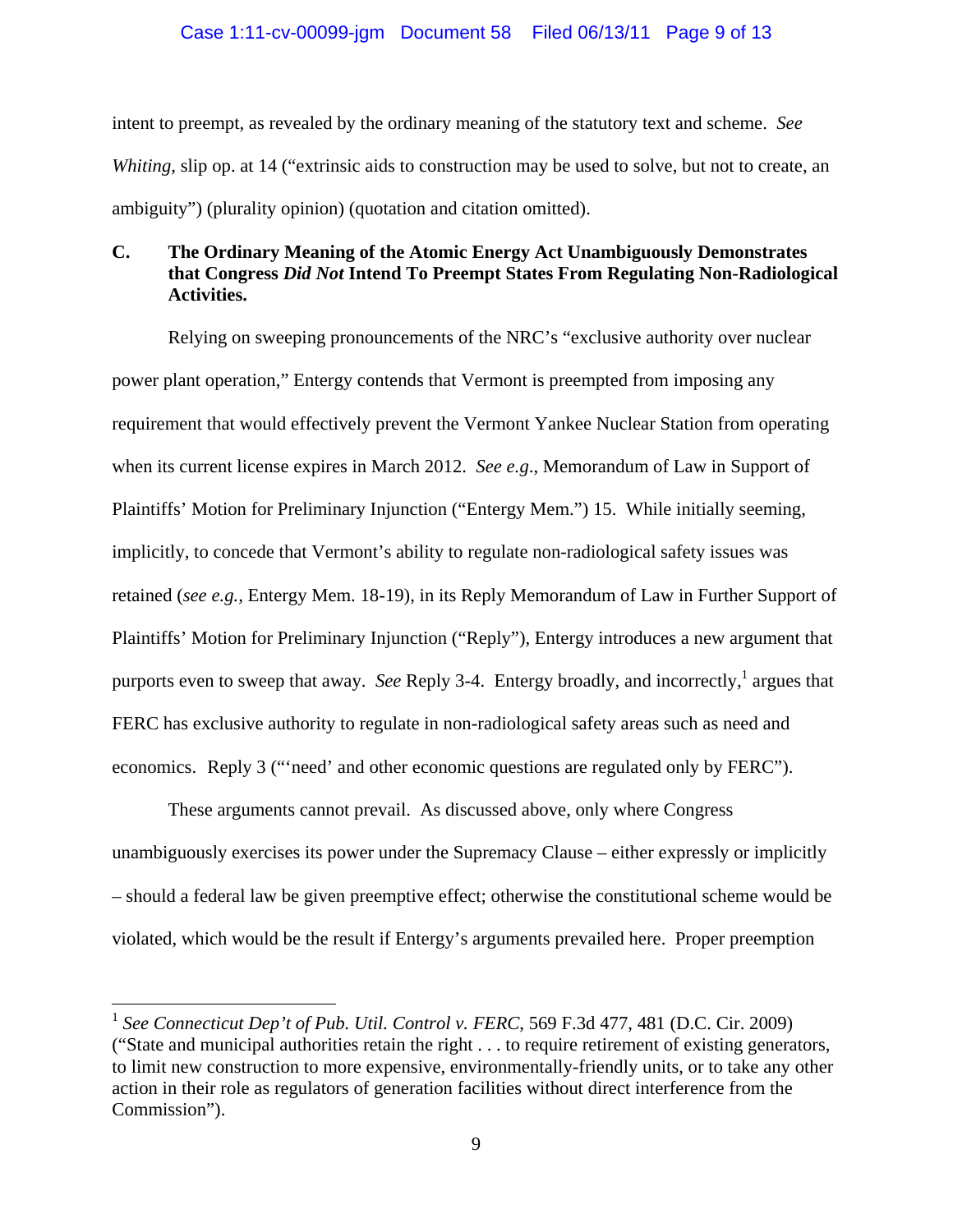intent to preempt, as revealed by the ordinary meaning of the statutory text and scheme. *See Whiting*, slip op. at 14 ("extrinsic aids to construction may be used to solve, but not to create, an ambiguity") (plurality opinion) (quotation and citation omitted).

### C. The Ordinary Meaning of the Atomic Energy Act Unambiguously Demonstrates that Congress *Did Not* Intend To Preempt States From Regulating Non-Radiological Activities.

Relying on sweeping pronouncements of the NRC's "exclusive authority over nuclear power plant operation," Entergy contends that Vermont is preempted from imposing any requirement that would effectively prevent the Vermont Yankee Nuclear Station from operating when its current license expires in March 2012. *See e.g.*, Memorandum of Law in Support of Plaintiffs' Motion for Preliminary Injunction ("Entergy Mem.") 15. While initially seeming, implicitly, to concede that Vermont's ability to regulate non-radiological safety issues was retained (*see e.g.*, Entergy Mem. 18-19), in its Reply Memorandum of Law in Further Support of Plaintiffs' Motion for Preliminary Injunction ("Reply"), Entergy introduces a new argument that purports even to sweep that away. *See* Reply 3-4. Entergy broadly, and incorrectly,[1] argues that FERC has exclusive authority to regulate in non-radiological safety areas such as need and economics. Reply 3 ("'need' and other economic questions are regulated only by FERC").

These arguments cannot prevail. As discussed above, only where Congress unambiguously exercises its power under the Supremacy Clause – either expressly or implicitly – should a federal law be given preemptive effect; otherwise the constitutional scheme would be violated, which would be the result if Entergy's arguments prevailed here. Proper preemption

---

[1] *See Connecticut Dep't of Pub. Util. Control v. FERC*, 569 F.3d 477, 481 (D.C. Cir. 2009) ("State and municipal authorities retain the right . . . to require retirement of existing generators, to limit new construction to more expensive, environmentally-friendly units, or to take any other action in their role as regulators of generation facilities without direct interference from the Commission").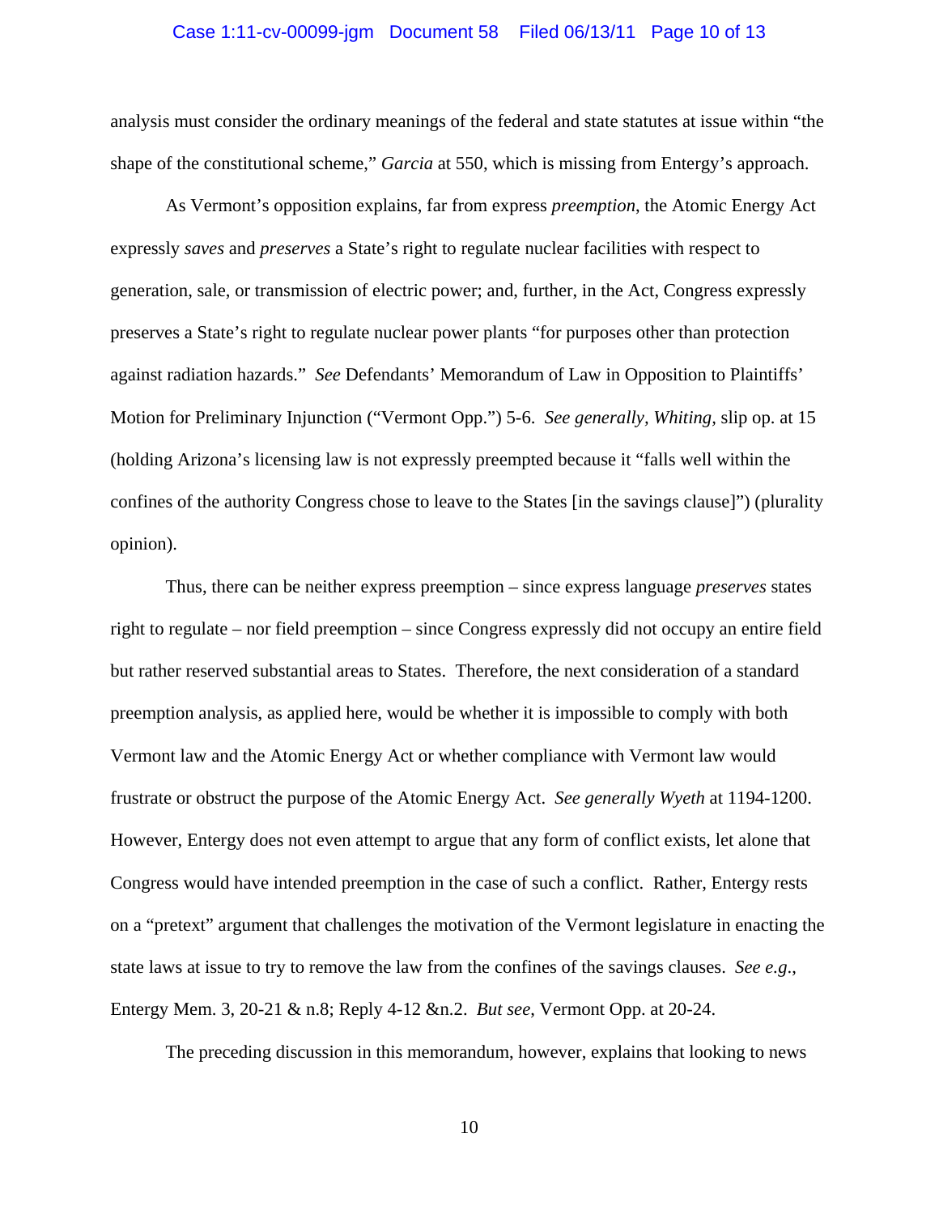analysis must consider the ordinary meanings of the federal and state statutes at issue within "the shape of the constitutional scheme," *Garcia* at 550, which is missing from Entergy's approach.

As Vermont's opposition explains, far from express *preemption*, the Atomic Energy Act expressly *saves* and *preserves* a State's right to regulate nuclear facilities with respect to generation, sale, or transmission of electric power; and, further, in the Act, Congress expressly preserves a State's right to regulate nuclear power plants "for purposes other than protection against radiation hazards." *See* Defendants' Memorandum of Law in Opposition to Plaintiffs' Motion for Preliminary Injunction ("Vermont Opp.") 5-6. *See generally, Whiting,* slip op. at 15 (holding Arizona's licensing law is not expressly preempted because it "falls well within the confines of the authority Congress chose to leave to the States [in the savings clause]") (plurality opinion).

Thus, there can be neither express preemption – since express language *preserves* states right to regulate – nor field preemption – since Congress expressly did not occupy an entire field but rather reserved substantial areas to States. Therefore, the next consideration of a standard preemption analysis, as applied here, would be whether it is impossible to comply with both Vermont law and the Atomic Energy Act or whether compliance with Vermont law would frustrate or obstruct the purpose of the Atomic Energy Act. *See generally Wyeth* at 1194-1200. However, Entergy does not even attempt to argue that any form of conflict exists, let alone that Congress would have intended preemption in the case of such a conflict. Rather, Entergy rests on a "pretext" argument that challenges the motivation of the Vermont legislature in enacting the state laws at issue to try to remove the law from the confines of the savings clauses. *See e.g.*, Entergy Mem. 3, 20-21 & n.8; Reply 4-12 &n.2. *But see*, Vermont Opp. at 20-24.

The preceding discussion in this memorandum, however, explains that looking to news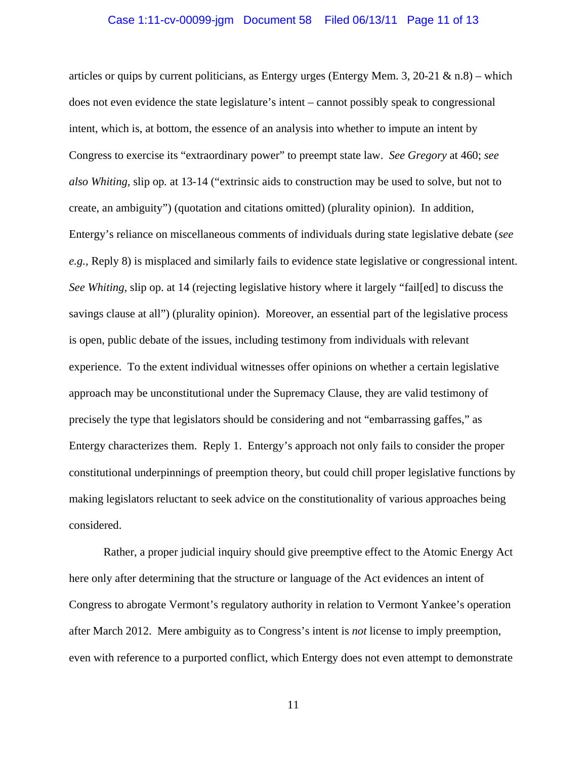articles or quips by current politicians, as Entergy urges (Entergy Mem. 3, 20-21 & n.8) – which does not even evidence the state legislature's intent – cannot possibly speak to congressional intent, which is, at bottom, the essence of an analysis into whether to impute an intent by Congress to exercise its "extraordinary power" to preempt state law. *See Gregory* at 460; *see also Whiting*, slip op. at 13-14 ("extrinsic aids to construction may be used to solve, but not to create, an ambiguity") (quotation and citations omitted) (plurality opinion). In addition, Entergy's reliance on miscellaneous comments of individuals during state legislative debate (*see e.g.*, Reply 8) is misplaced and similarly fails to evidence state legislative or congressional intent. *See Whiting*, slip op. at 14 (rejecting legislative history where it largely "fail[ed] to discuss the savings clause at all") (plurality opinion). Moreover, an essential part of the legislative process is open, public debate of the issues, including testimony from individuals with relevant experience. To the extent individual witnesses offer opinions on whether a certain legislative approach may be unconstitutional under the Supremacy Clause, they are valid testimony of precisely the type that legislators should be considering and not "embarrassing gaffes," as Entergy characterizes them. Reply 1. Entergy's approach not only fails to consider the proper constitutional underpinnings of preemption theory, but could chill proper legislative functions by making legislators reluctant to seek advice on the constitutionality of various approaches being considered.

Rather, a proper judicial inquiry should give preemptive effect to the Atomic Energy Act here only after determining that the structure or language of the Act evidences an intent of Congress to abrogate Vermont's regulatory authority in relation to Vermont Yankee's operation after March 2012. Mere ambiguity as to Congress's intent is *not* license to imply preemption, even with reference to a purported conflict, which Entergy does not even attempt to demonstrate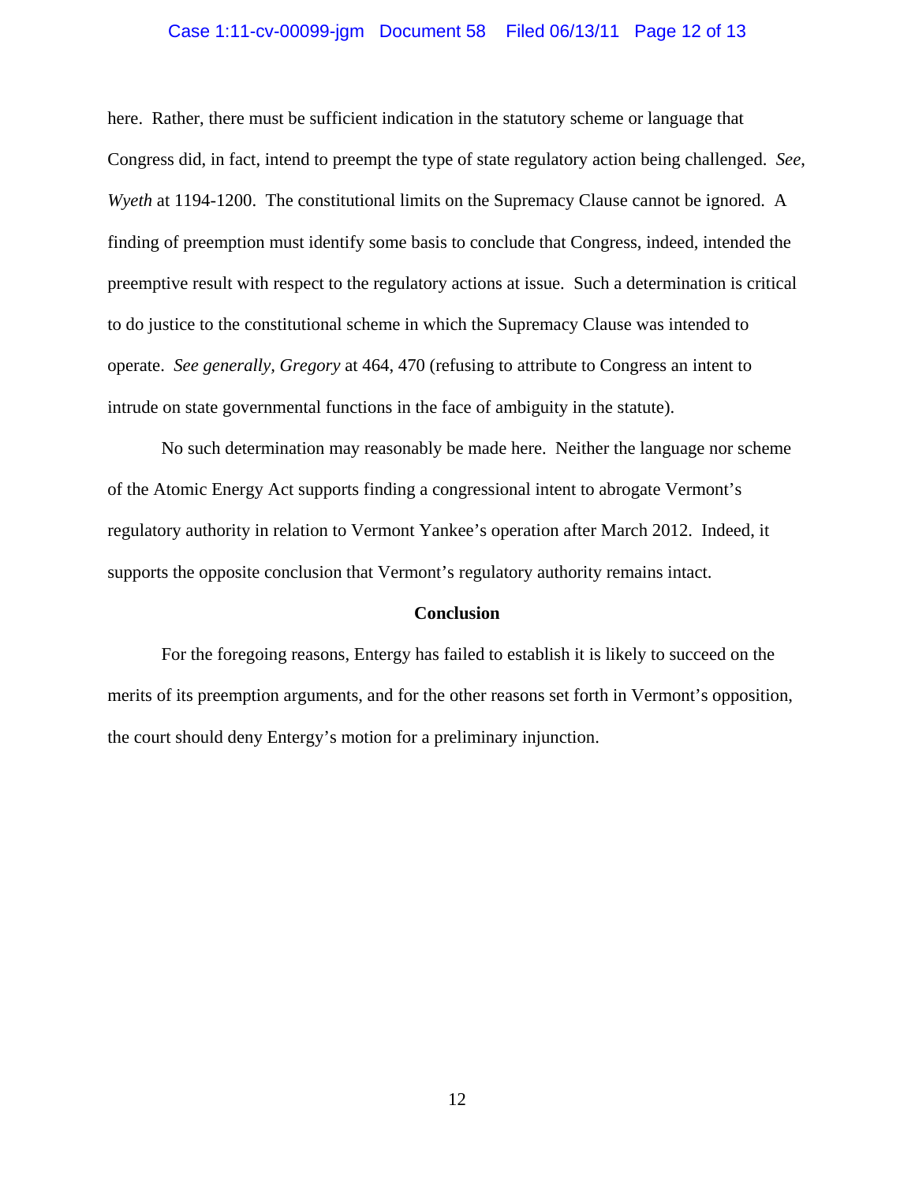here. Rather, there must be sufficient indication in the statutory scheme or language that Congress did, in fact, intend to preempt the type of state regulatory action being challenged. *See*, *Wyeth* at 1194-1200. The constitutional limits on the Supremacy Clause cannot be ignored. A finding of preemption must identify some basis to conclude that Congress, indeed, intended the preemptive result with respect to the regulatory actions at issue. Such a determination is critical to do justice to the constitutional scheme in which the Supremacy Clause was intended to operate. *See generally*, *Gregory* at 464, 470 (refusing to attribute to Congress an intent to intrude on state governmental functions in the face of ambiguity in the statute).

No such determination may reasonably be made here. Neither the language nor scheme of the Atomic Energy Act supports finding a congressional intent to abrogate Vermont's regulatory authority in relation to Vermont Yankee's operation after March 2012. Indeed, it supports the opposite conclusion that Vermont's regulatory authority remains intact.

**Conclusion**

For the foregoing reasons, Entergy has failed to establish it is likely to succeed on the merits of its preemption arguments, and for the other reasons set forth in Vermont's opposition, the court should deny Entergy's motion for a preliminary injunction.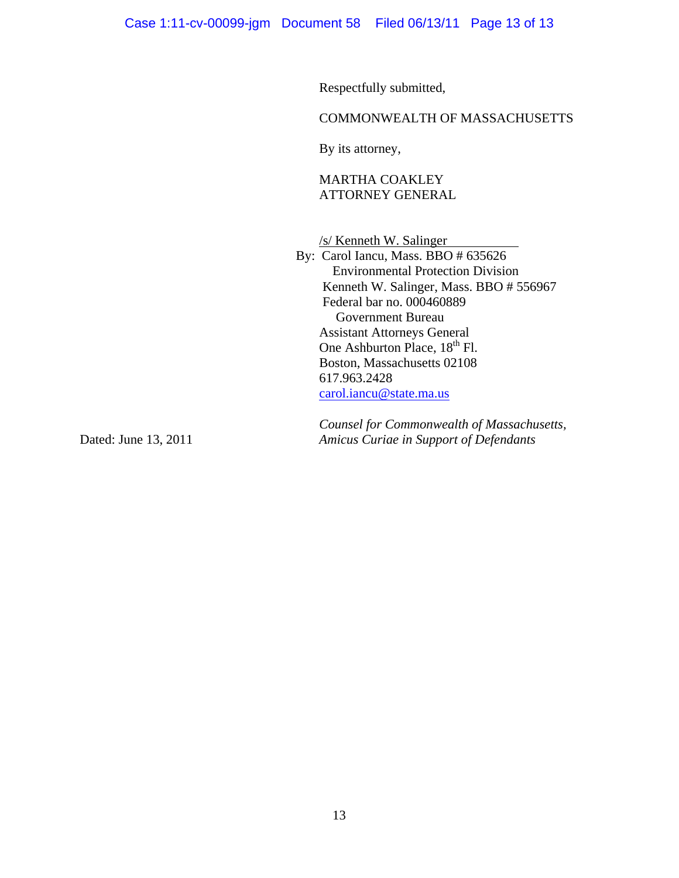Respectfully submitted,

COMMONWEALTH OF MASSACHUSETTS

By its attorney,

MARTHA COAKLEY
ATTORNEY GENERAL

/s/ Kenneth W. Salinger
By: Carol Iancu, Mass. BBO # 635626
Environmental Protection Division
Kenneth W. Salinger, Mass. BBO # 556967
Federal bar no. 000460889
Government Bureau
Assistant Attorneys General
One Ashburton Place, 18th Fl.
Boston, Massachusetts 02108
617.963.2428
carol.iancu@state.ma.us

Dated: June 13, 2011

*Counsel for Commonwealth of Massachusetts, Amicus Curiae in Support of Defendants*